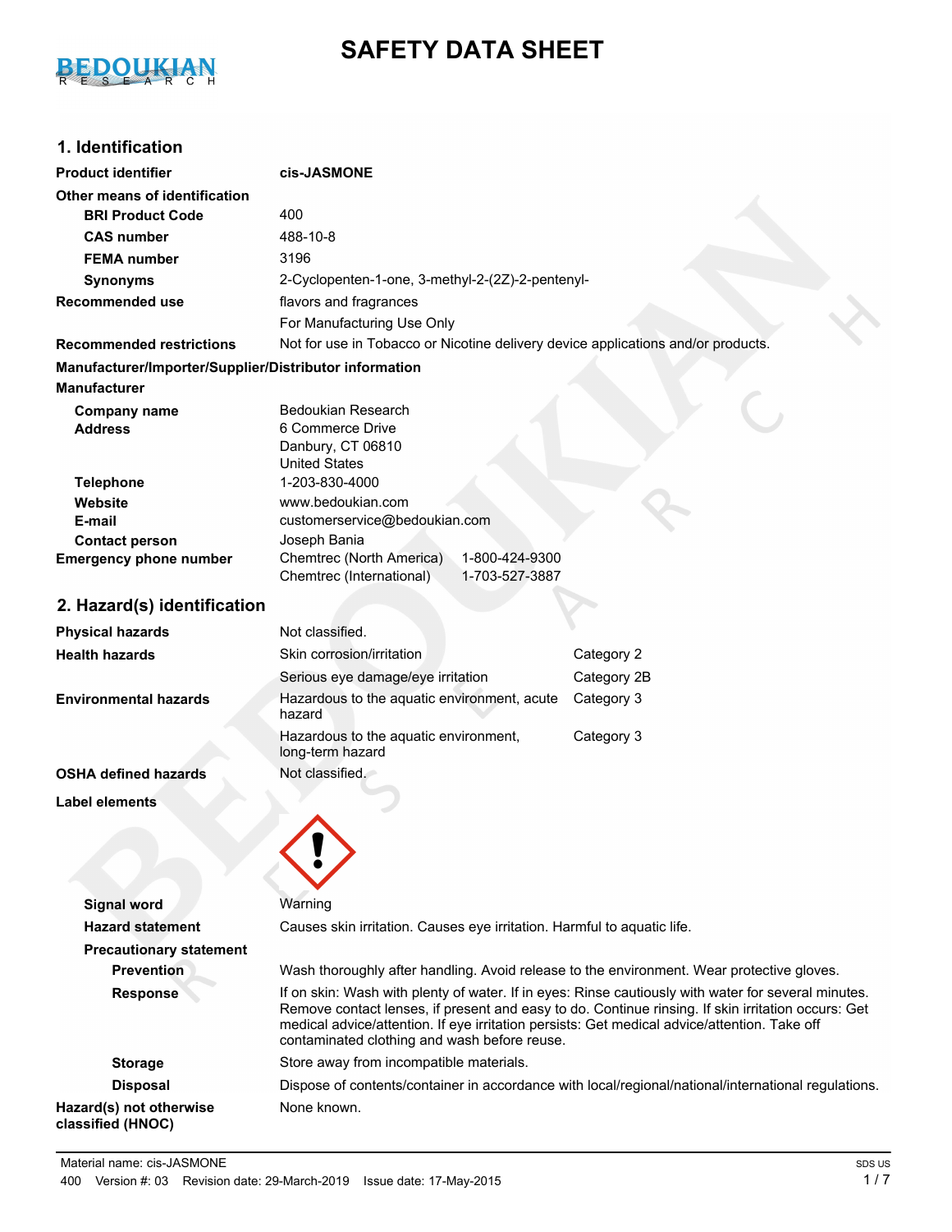# SAFETY DATA SHEET

## 1. Identification

| | |
|---|---|
| **Product identifier** | **cis-JASMONE** |
| **Other means of identification** | |
| **BRI Product Code** | 400 |
| **CAS number** | 488-10-8 |
| **FEMA number** | 3196 |
| **Synonyms** | 2-Cyclopenten-1-one, 3-methyl-2-(2Z)-2-pentenyl- |
| **Recommended use** | flavors and fragrances<br>For Manufacturing Use Only |
| **Recommended restrictions** | Not for use in Tobacco or Nicotine delivery device applications and/or products. |

**Manufacturer/Importer/Supplier/Distributor information**

**Manufacturer**

| | |
|---|---|
| **Company name** | Bedoukian Research |
| **Address** | 6 Commerce Drive<br>Danbury, CT 06810<br>United States |
| **Telephone** | 1-203-830-4000 |
| **Website** | www.bedoukian.com |
| **E-mail** | customerservice@bedoukian.com |
| **Contact person** | Joseph Bania |
| **Emergency phone number** | Chemtrec (North America) 1-800-424-9300<br>Chemtrec (International) 1-703-527-3887 |

## 2. Hazard(s) identification

| | | |
|---|---|---|
| **Physical hazards** | Not classified. | |
| **Health hazards** | Skin corrosion/irritation | Category 2 |
| | Serious eye damage/eye irritation | Category 2B |
| **Environmental hazards** | Hazardous to the aquatic environment, acute hazard | Category 3 |
| | Hazardous to the aquatic environment, long-term hazard | Category 3 |
| **OSHA defined hazards** | Not classified. | |

**Label elements**

| | |
|---|---|
| **Signal word** | Warning |
| **Hazard statement** | Causes skin irritation. Causes eye irritation. Harmful to aquatic life. |
| **Precautionary statement** | |
| **Prevention** | Wash thoroughly after handling. Avoid release to the environment. Wear protective gloves. |
| **Response** | If on skin: Wash with plenty of water. If in eyes: Rinse cautiously with water for several minutes. Remove contact lenses, if present and easy to do. Continue rinsing. If skin irritation occurs: Get medical advice/attention. If eye irritation persists: Get medical advice/attention. Take off contaminated clothing and wash before reuse. |
| **Storage** | Store away from incompatible materials. |
| **Disposal** | Dispose of contents/container in accordance with local/regional/national/international regulations. |
| **Hazard(s) not otherwise classified (HNOC)** | None known. |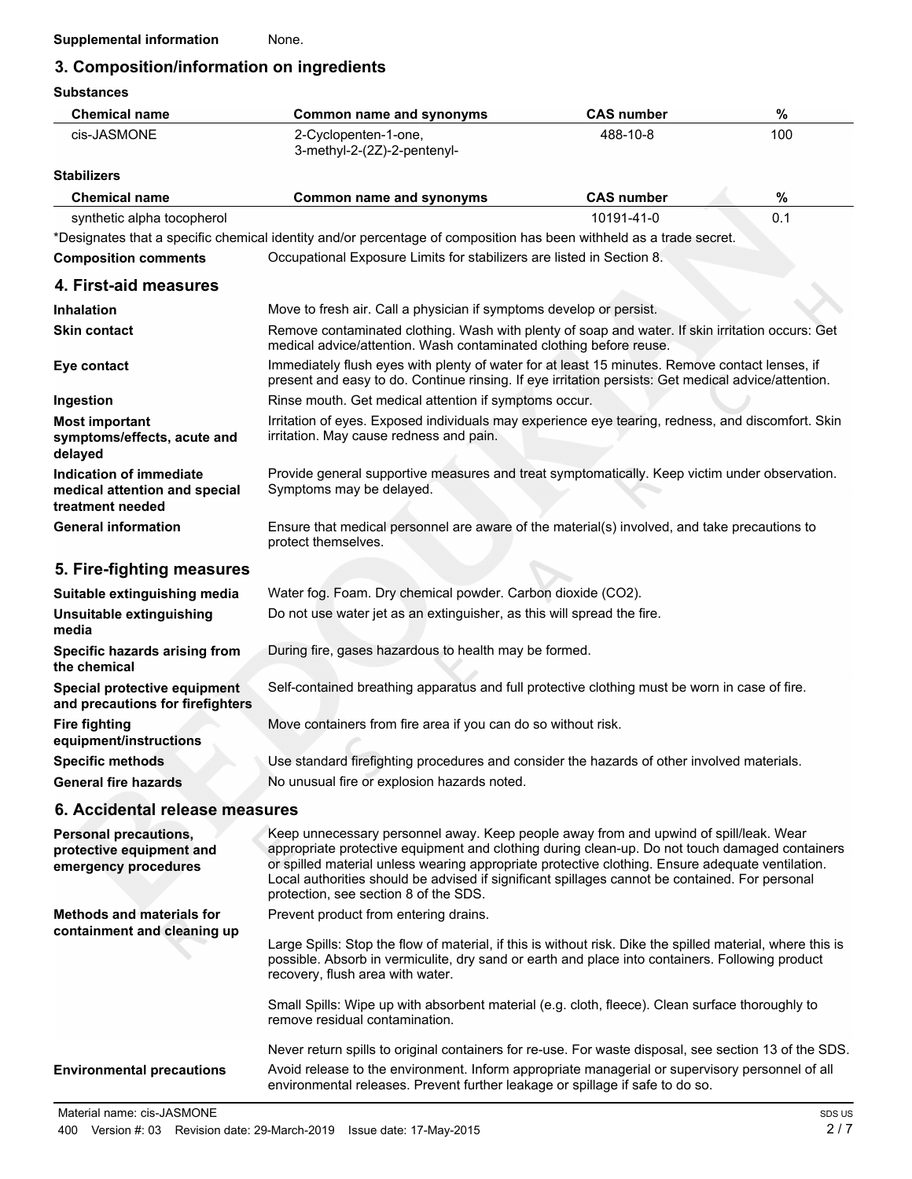**Supplemental information** None.

## 3. Composition/information on ingredients

**Substances**

| Chemical name | Common name and synonyms | CAS number | % |
|---|---|---|---|
| cis-JASMONE | 2-Cyclopenten-1-one, 3-methyl-2-(2Z)-2-pentenyl- | 488-10-8 | 100 |

**Stabilizers**

| Chemical name | Common name and synonyms | CAS number | % |
|---|---|---|---|
| synthetic alpha tocopherol | | 10191-41-0 | 0.1 |

*Designates that a specific chemical identity and/or percentage of composition has been withheld as a trade secret.

**Composition comments** Occupational Exposure Limits for stabilizers are listed in Section 8.

## 4. First-aid measures

**Inhalation** Move to fresh air. Call a physician if symptoms develop or persist.

**Skin contact** Remove contaminated clothing. Wash with plenty of soap and water. If skin irritation occurs: Get medical advice/attention. Wash contaminated clothing before reuse.

**Eye contact** Immediately flush eyes with plenty of water for at least 15 minutes. Remove contact lenses, if present and easy to do. Continue rinsing. If eye irritation persists: Get medical advice/attention.

**Ingestion** Rinse mouth. Get medical attention if symptoms occur.

**Most important symptoms/effects, acute and delayed** Irritation of eyes. Exposed individuals may experience eye tearing, redness, and discomfort. Skin irritation. May cause redness and pain.

**Indication of immediate medical attention and special treatment needed** Provide general supportive measures and treat symptomatically. Keep victim under observation. Symptoms may be delayed.

**General information** Ensure that medical personnel are aware of the material(s) involved, and take precautions to protect themselves.

## 5. Fire-fighting measures

**Suitable extinguishing media** Water fog. Foam. Dry chemical powder. Carbon dioxide ($CO_2$).

**Unsuitable extinguishing media** Do not use water jet as an extinguisher, as this will spread the fire.

**Specific hazards arising from the chemical** During fire, gases hazardous to health may be formed.

**Special protective equipment and precautions for firefighters** Self-contained breathing apparatus and full protective clothing must be worn in case of fire.

**Fire fighting equipment/instructions** Move containers from fire area if you can do so without risk.

**Specific methods** Use standard firefighting procedures and consider the hazards of other involved materials.

**General fire hazards** No unusual fire or explosion hazards noted.

## 6. Accidental release measures

**Personal precautions, protective equipment and emergency procedures** Keep unnecessary personnel away. Keep people away from and upwind of spill/leak. Wear appropriate protective equipment and clothing during clean-up. Do not touch damaged containers or spilled material unless wearing appropriate protective clothing. Ensure adequate ventilation. Local authorities should be advised if significant spillages cannot be contained. For personal protection, see section 8 of the SDS.

**Methods and materials for containment and cleaning up** Prevent product from entering drains.

Large Spills: Stop the flow of material, if this is without risk. Dike the spilled material, where this is possible. Absorb in vermiculite, dry sand or earth and place into containers. Following product recovery, flush area with water.

Small Spills: Wipe up with absorbent material (e.g. cloth, fleece). Clean surface thoroughly to remove residual contamination.

Never return spills to original containers for re-use. For waste disposal, see section 13 of the SDS.

**Environmental precautions** Avoid release to the environment. Inform appropriate managerial or supervisory personnel of all environmental releases. Prevent further leakage or spillage if safe to do so.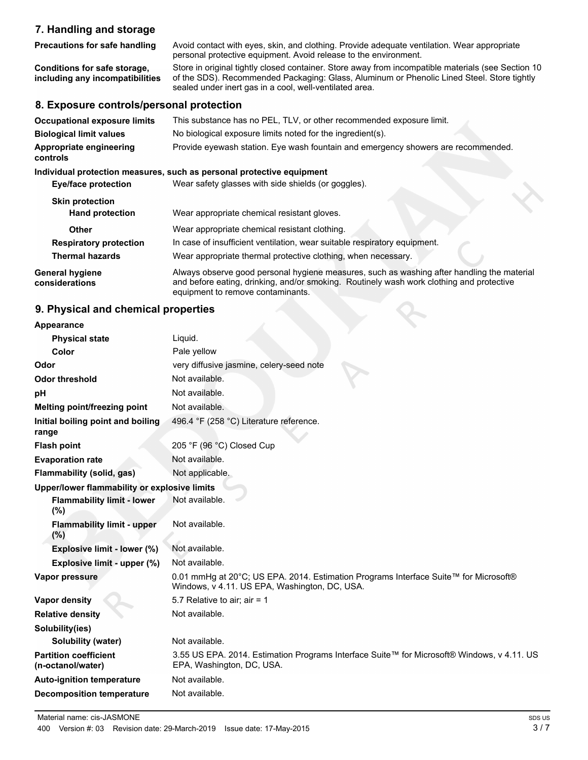## 7. Handling and storage

| | |
|---|---|
| **Precautions for safe handling** | Avoid contact with eyes, skin, and clothing. Provide adequate ventilation. Wear appropriate personal protective equipment. Avoid release to the environment. |
| **Conditions for safe storage, including any incompatibilities** | Store in original tightly closed container. Store away from incompatible materials (see Section 10 of the SDS). Recommended Packaging: Glass, Aluminum or Phenolic Lined Steel. Store tightly sealed under inert gas in a cool, well-ventilated area. |

## 8. Exposure controls/personal protection

| | |
|---|---|
| **Occupational exposure limits** | This substance has no PEL, TLV, or other recommended exposure limit. |
| **Biological limit values** | No biological exposure limits noted for the ingredient(s). |
| **Appropriate engineering controls** | Provide eyewash station. Eye wash fountain and emergency showers are recommended. |

**Individual protection measures, such as personal protective equipment**

| | |
|---|---|
| **Eye/face protection** | Wear safety glasses with side shields (or goggles). |
| **Skin protection** | |
| **Hand protection** | Wear appropriate chemical resistant gloves. |
| **Other** | Wear appropriate chemical resistant clothing. |
| **Respiratory protection** | In case of insufficient ventilation, wear suitable respiratory equipment. |
| **Thermal hazards** | Wear appropriate thermal protective clothing, when necessary. |
| **General hygiene considerations** | Always observe good personal hygiene measures, such as washing after handling the material and before eating, drinking, and/or smoking. Routinely wash work clothing and protective equipment to remove contaminants. |

## 9. Physical and chemical properties

| | |
|---|---|
| **Appearance** | |
| **Physical state** | Liquid. |
| **Color** | Pale yellow |
| **Odor** | very diffusive jasmine, celery-seed note |
| **Odor threshold** | Not available. |
| **pH** | Not available. |
| **Melting point/freezing point** | Not available. |
| **Initial boiling point and boiling range** | 496.4 °F (258 °C) Literature reference. |
| **Flash point** | 205 °F (96 °C) Closed Cup |
| **Evaporation rate** | Not available. |
| **Flammability (solid, gas)** | Not applicable. |
| **Upper/lower flammability or explosive limits** | |
| **Flammability limit - lower (%)** | Not available. |
| **Flammability limit - upper (%)** | Not available. |
| **Explosive limit - lower (%)** | Not available. |
| **Explosive limit - upper (%)** | Not available. |
| **Vapor pressure** | 0.01 mmHg at 20°C; US EPA. 2014. Estimation Programs Interface Suite™ for Microsoft® Windows, v 4.11. US EPA, Washington, DC, USA. |
| **Vapor density** | 5.7 Relative to air; air = 1 |
| **Relative density** | Not available. |
| **Solubility(ies)** | |
| **Solubility (water)** | Not available. |
| **Partition coefficient (n-octanol/water)** | 3.55 US EPA. 2014. Estimation Programs Interface Suite™ for Microsoft® Windows, v 4.11. US EPA, Washington, DC, USA. |
| **Auto-ignition temperature** | Not available. |
| **Decomposition temperature** | Not available. |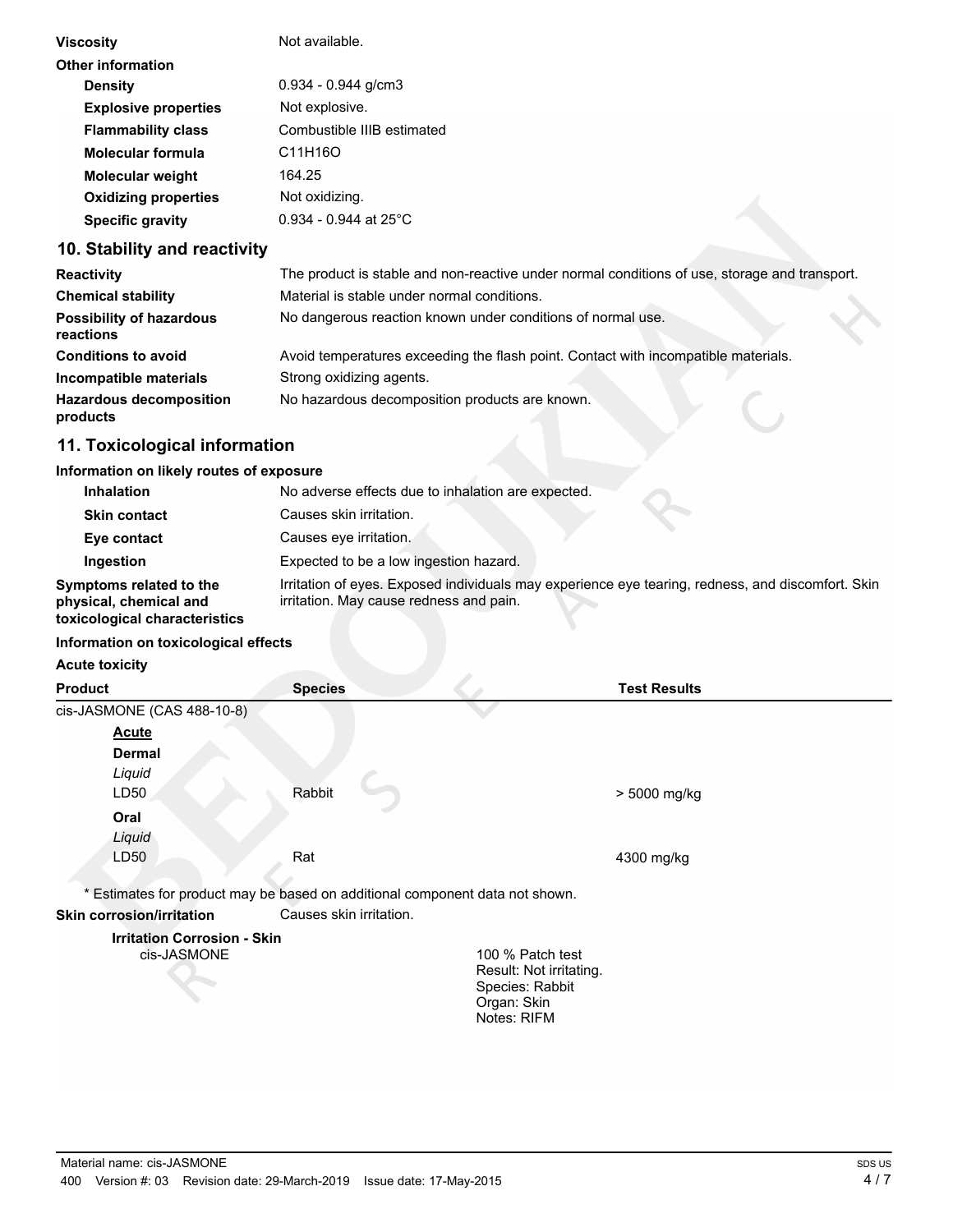| | |
|---|---|
| **Viscosity** | Not available. |
| **Other information** | |
| **Density** | 0.934 - 0.944 g/cm3 |
| **Explosive properties** | Not explosive. |
| **Flammability class** | Combustible IIIB estimated |
| **Molecular formula** | $C_{11}H_{16}O$ |
| **Molecular weight** | 164.25 |
| **Oxidizing properties** | Not oxidizing. |
| **Specific gravity** | 0.934 - 0.944 at 25°C |

## 10. Stability and reactivity

| | |
|---|---|
| **Reactivity** | The product is stable and non-reactive under normal conditions of use, storage and transport. |
| **Chemical stability** | Material is stable under normal conditions. |
| **Possibility of hazardous reactions** | No dangerous reaction known under conditions of normal use. |
| **Conditions to avoid** | Avoid temperatures exceeding the flash point. Contact with incompatible materials. |
| **Incompatible materials** | Strong oxidizing agents. |
| **Hazardous decomposition products** | No hazardous decomposition products are known. |

## 11. Toxicological information

**Information on likely routes of exposure**

| | |
|---|---|
| **Inhalation** | No adverse effects due to inhalation are expected. |
| **Skin contact** | Causes skin irritation. |
| **Eye contact** | Causes eye irritation. |
| **Ingestion** | Expected to be a low ingestion hazard. |
| **Symptoms related to the physical, chemical and toxicological characteristics** | Irritation of eyes. Exposed individuals may experience eye tearing, redness, and discomfort. Skin irritation. May cause redness and pain. |

**Information on toxicological effects**

**Acute toxicity**

| Product | Species | Test Results |
|---|---|---|
| cis-JASMONE (CAS 488-10-8) | | |
| <u>**Acute**</u> | | |
| **Dermal** | | |
| *Liquid* | | |
| LD50 | Rabbit | > 5000 mg/kg |
| **Oral** | | |
| *Liquid* | | |
| LD50 | Rat | 4300 mg/kg |

\* Estimates for product may be based on additional component data not shown.

**Skin corrosion/irritation** Causes skin irritation.

**Irritation Corrosion - Skin**

cis-JASMONE

100 % Patch test
Result: Not irritating.
Species: Rabbit
Organ: Skin
Notes: RIFM

Material name: cis-JASMONE

400 Version #: 03 Revision date: 29-March-2019 Issue date: 17-May-2015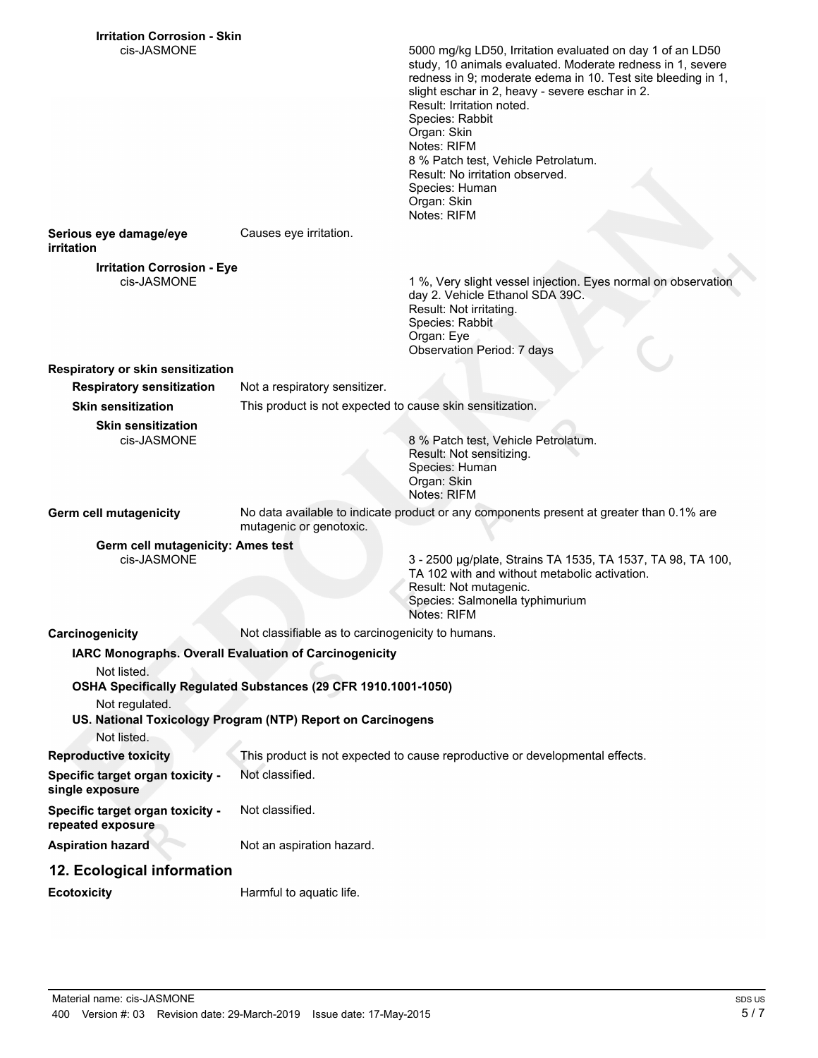**Irritation Corrosion - Skin**

cis-JASMONE

5000 mg/kg LD50, Irritation evaluated on day 1 of an LD50 study, 10 animals evaluated. Moderate redness in 1, severe redness in 9; moderate edema in 10. Test site bleeding in 1, slight eschar in 2, heavy - severe eschar in 2.
Result: Irritation noted.
Species: Rabbit
Organ: Skin
Notes: RIFM
8 % Patch test, Vehicle Petrolatum.
Result: No irritation observed.
Species: Human
Organ: Skin
Notes: RIFM

**Serious eye damage/eye irritation** Causes eye irritation.

**Irritation Corrosion - Eye**

cis-JASMONE

1 %, Very slight vessel injection. Eyes normal on observation day 2. Vehicle Ethanol SDA 39C.
Result: Not irritating.
Species: Rabbit
Organ: Eye
Observation Period: 7 days

**Respiratory or skin sensitization**

**Respiratory sensitization** Not a respiratory sensitizer.

**Skin sensitization** This product is not expected to cause skin sensitization.

**Skin sensitization**

cis-JASMONE

8 % Patch test, Vehicle Petrolatum.
Result: Not sensitizing.
Species: Human
Organ: Skin
Notes: RIFM

**Germ cell mutagenicity** No data available to indicate product or any components present at greater than 0.1% are mutagenic or genotoxic.

**Germ cell mutagenicity: Ames test**

cis-JASMONE

3 - 2500 µg/plate, Strains TA 1535, TA 1537, TA 98, TA 100, TA 102 with and without metabolic activation.
Result: Not mutagenic.
Species: Salmonella typhimurium
Notes: RIFM

**Carcinogenicity** Not classifiable as to carcinogenicity to humans.

**IARC Monographs. Overall Evaluation of Carcinogenicity**

Not listed.

**OSHA Specifically Regulated Substances (29 CFR 1910.1001-1050)**

Not regulated.

**US. National Toxicology Program (NTP) Report on Carcinogens**

Not listed.

**Reproductive toxicity** This product is not expected to cause reproductive or developmental effects.

**Specific target organ toxicity - single exposure** Not classified.

**Specific target organ toxicity - repeated exposure** Not classified.

**Aspiration hazard** Not an aspiration hazard.

## 12. Ecological information

**Ecotoxicity** Harmful to aquatic life.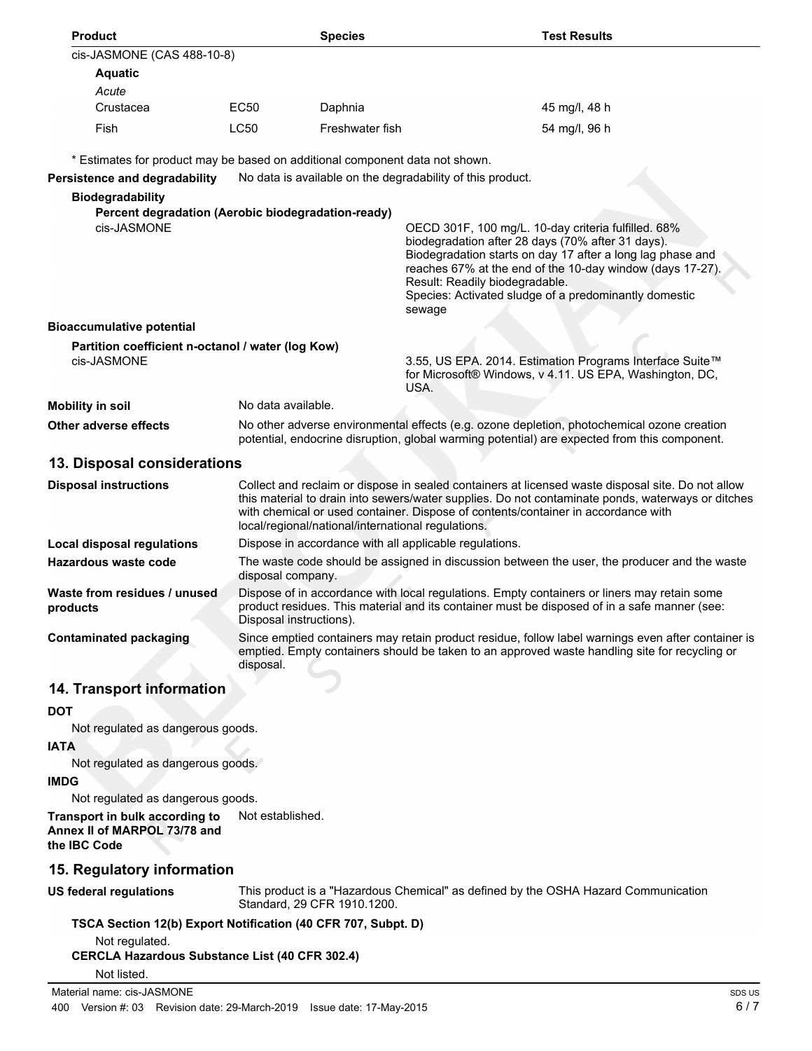| Product | | Species | Test Results |
|---|---|---|---|
| cis-JASMONE (CAS 488-10-8) | | | |
| **Aquatic** | | | |
| *Acute* | | | |
| Crustacea | EC50 | Daphnia | 45 mg/l, 48 h |
| Fish | LC50 | Freshwater fish | 54 mg/l, 96 h |

\* Estimates for product may be based on additional component data not shown.

**Persistence and degradability** No data is available on the degradability of this product.

**Biodegradability**

**Percent degradation (Aerobic biodegradation-ready)**

cis-JASMONE: OECD 301F, 100 mg/L. 10-day criteria fulfilled. 68% biodegradation after 28 days (70% after 31 days). Biodegradation starts on day 17 after a long lag phase and reaches 67% at the end of the 10-day window (days 17-27). Result: Readily biodegradable. Species: Activated sludge of a predominantly domestic sewage

**Bioaccumulative potential**

**Partition coefficient n-octanol / water (log Kow)**

cis-JASMONE: 3.55, US EPA. 2014. Estimation Programs Interface Suite™ for Microsoft® Windows, v 4.11. US EPA, Washington, DC, USA.

**Mobility in soil** No data available.

**Other adverse effects** No other adverse environmental effects (e.g. ozone depletion, photochemical ozone creation potential, endocrine disruption, global warming potential) are expected from this component.

## 13. Disposal considerations

**Disposal instructions** Collect and reclaim or dispose in sealed containers at licensed waste disposal site. Do not allow this material to drain into sewers/water supplies. Do not contaminate ponds, waterways or ditches with chemical or used container. Dispose of contents/container in accordance with local/regional/national/international regulations.

**Local disposal regulations** Dispose in accordance with all applicable regulations.

**Hazardous waste code** The waste code should be assigned in discussion between the user, the producer and the waste disposal company.

**Waste from residues / unused products** Dispose of in accordance with local regulations. Empty containers or liners may retain some product residues. This material and its container must be disposed of in a safe manner (see: Disposal instructions).

**Contaminated packaging** Since emptied containers may retain product residue, follow label warnings even after container is emptied. Empty containers should be taken to an approved waste handling site for recycling or disposal.

## 14. Transport information

**DOT**

Not regulated as dangerous goods.

**IATA**

Not regulated as dangerous goods.

**IMDG**

Not regulated as dangerous goods.

**Transport in bulk according to Annex II of MARPOL 73/78 and the IBC Code** Not established.

## 15. Regulatory information

**US federal regulations** This product is a "Hazardous Chemical" as defined by the OSHA Hazard Communication Standard, 29 CFR 1910.1200.

**TSCA Section 12(b) Export Notification (40 CFR 707, Subpt. D)**

Not regulated.

**CERCLA Hazardous Substance List (40 CFR 302.4)**

Not listed.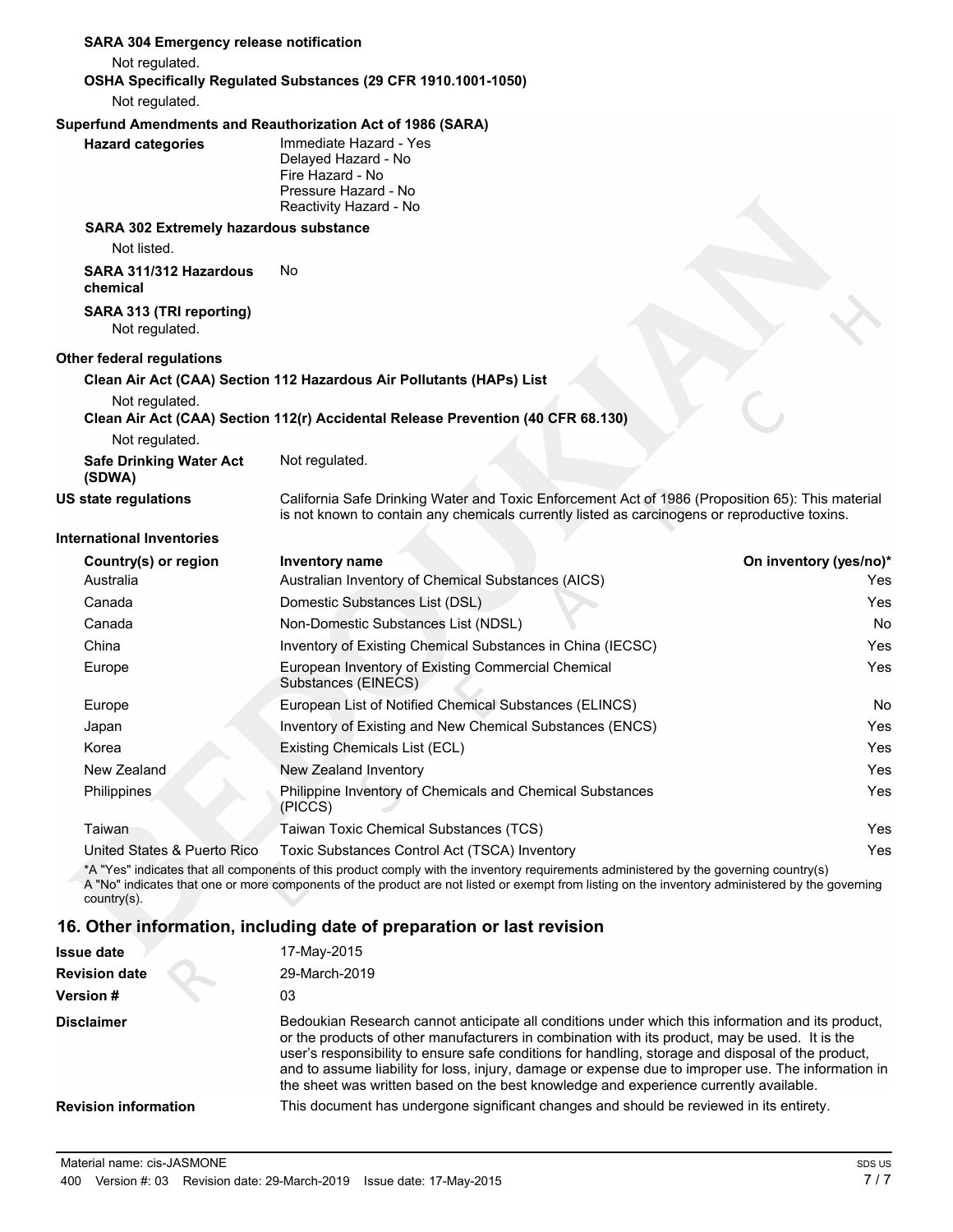**SARA 304 Emergency release notification**

Not regulated.

**OSHA Specifically Regulated Substances (29 CFR 1910.1001-1050)**

Not regulated.

**Superfund Amendments and Reauthorization Act of 1986 (SARA)**

**Hazard categories**
Immediate Hazard - Yes
Delayed Hazard - No
Fire Hazard - No
Pressure Hazard - No
Reactivity Hazard - No

**SARA 302 Extremely hazardous substance**

Not listed.

**SARA 311/312 Hazardous chemical** No

**SARA 313 (TRI reporting)**

Not regulated.

**Other federal regulations**

**Clean Air Act (CAA) Section 112 Hazardous Air Pollutants (HAPs) List**

Not regulated.

**Clean Air Act (CAA) Section 112(r) Accidental Release Prevention (40 CFR 68.130)**

Not regulated.

**Safe Drinking Water Act (SDWA)** Not regulated.

**US state regulations** California Safe Drinking Water and Toxic Enforcement Act of 1986 (Proposition 65): This material is not known to contain any chemicals currently listed as carcinogens or reproductive toxins.

**International Inventories**

| Country(s) or region | Inventory name | On inventory (yes/no)* |
|---|---|---|
| Australia | Australian Inventory of Chemical Substances (AICS) | Yes |
| Canada | Domestic Substances List (DSL) | Yes |
| Canada | Non-Domestic Substances List (NDSL) | No |
| China | Inventory of Existing Chemical Substances in China (IECSC) | Yes |
| Europe | European Inventory of Existing Commercial Chemical Substances (EINECS) | Yes |
| Europe | European List of Notified Chemical Substances (ELINCS) | No |
| Japan | Inventory of Existing and New Chemical Substances (ENCS) | Yes |
| Korea | Existing Chemicals List (ECL) | Yes |
| New Zealand | New Zealand Inventory | Yes |
| Philippines | Philippine Inventory of Chemicals and Chemical Substances (PICCS) | Yes |
| Taiwan | Taiwan Toxic Chemical Substances (TCS) | Yes |
| United States & Puerto Rico | Toxic Substances Control Act (TSCA) Inventory | Yes |

*A "Yes" indicates that all components of this product comply with the inventory requirements administered by the governing country(s)
A "No" indicates that one or more components of the product are not listed or exempt from listing on the inventory administered by the governing country(s).

## 16. Other information, including date of preparation or last revision

**Issue date** 17-May-2015

**Revision date** 29-March-2019

**Version #** 03

**Disclaimer** Bedoukian Research cannot anticipate all conditions under which this information and its product, or the products of other manufacturers in combination with its product, may be used. It is the user's responsibility to ensure safe conditions for handling, storage and disposal of the product, and to assume liability for loss, injury, damage or expense due to improper use. The information in the sheet was written based on the best knowledge and experience currently available.

**Revision information** This document has undergone significant changes and should be reviewed in its entirety.